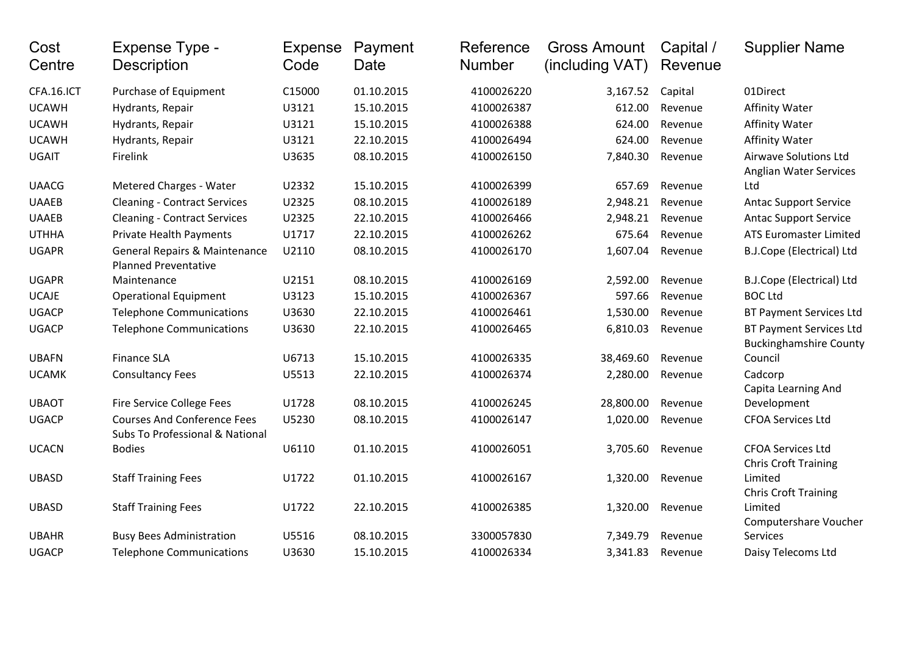| Cost Centre | Expense Type - Description | Expense Code | Payment Date | Reference Number | Gross Amount (including VAT) | Capital / Revenue | Supplier Name |
|---|---|---|---|---|---|---|---|
| CFA.16.ICT | Purchase of Equipment | C15000 | 01.10.2015 | 4100026220 | 3,167.52 | Capital | 01Direct |
| UCAWH | Hydrants, Repair | U3121 | 15.10.2015 | 4100026387 | 612.00 | Revenue | Affinity Water |
| UCAWH | Hydrants, Repair | U3121 | 15.10.2015 | 4100026388 | 624.00 | Revenue | Affinity Water |
| UCAWH | Hydrants, Repair | U3121 | 22.10.2015 | 4100026494 | 624.00 | Revenue | Affinity Water |
| UGAIT | Firelink | U3635 | 08.10.2015 | 4100026150 | 7,840.30 | Revenue | Airwave Solutions Ltd |
| UAACG | Metered Charges - Water | U2332 | 15.10.2015 | 4100026399 | 657.69 | Revenue | Anglian Water Services Ltd |
| UAAEB | Cleaning - Contract Services | U2325 | 08.10.2015 | 4100026189 | 2,948.21 | Revenue | Antac Support Service |
| UAAEB | Cleaning - Contract Services | U2325 | 22.10.2015 | 4100026466 | 2,948.21 | Revenue | Antac Support Service |
| UTHHA | Private Health Payments | U1717 | 22.10.2015 | 4100026262 | 675.64 | Revenue | ATS Euromaster Limited |
| UGAPR | General Repairs & Maintenance | U2110 | 08.10.2015 | 4100026170 | 1,607.04 | Revenue | B.J.Cope (Electrical) Ltd |
| UGAPR | Planned Preventative Maintenance | U2151 | 08.10.2015 | 4100026169 | 2,592.00 | Revenue | B.J.Cope (Electrical) Ltd |
| UCAJE | Operational Equipment | U3123 | 15.10.2015 | 4100026367 | 597.66 | Revenue | BOC Ltd |
| UGACP | Telephone Communications | U3630 | 22.10.2015 | 4100026461 | 1,530.00 | Revenue | BT Payment Services Ltd |
| UGACP | Telephone Communications | U3630 | 22.10.2015 | 4100026465 | 6,810.03 | Revenue | BT Payment Services Ltd |
| UBAFN | Finance SLA | U6713 | 15.10.2015 | 4100026335 | 38,469.60 | Revenue | Buckinghamshire County Council |
| UCAMK | Consultancy Fees | U5513 | 22.10.2015 | 4100026374 | 2,280.00 | Revenue | Cadcorp |
| UBAOT | Fire Service College Fees | U1728 | 08.10.2015 | 4100026245 | 28,800.00 | Revenue | Capita Learning And Development |
| UGACP | Courses And Conference Fees | U5230 | 08.10.2015 | 4100026147 | 1,020.00 | Revenue | CFOA Services Ltd |
| UCACN | Subs To Professional & National Bodies | U6110 | 01.10.2015 | 4100026051 | 3,705.60 | Revenue | CFOA Services Ltd |
| UBASD | Staff Training Fees | U1722 | 01.10.2015 | 4100026167 | 1,320.00 | Revenue | Chris Croft Training Limited |
| UBASD | Staff Training Fees | U1722 | 22.10.2015 | 4100026385 | 1,320.00 | Revenue | Chris Croft Training Limited |
| UBAHR | Busy Bees Administration | U5516 | 08.10.2015 | 3300057830 | 7,349.79 | Revenue | Computershare Voucher Services |
| UGACP | Telephone Communications | U3630 | 15.10.2015 | 4100026334 | 3,341.83 | Revenue | Daisy Telecoms Ltd |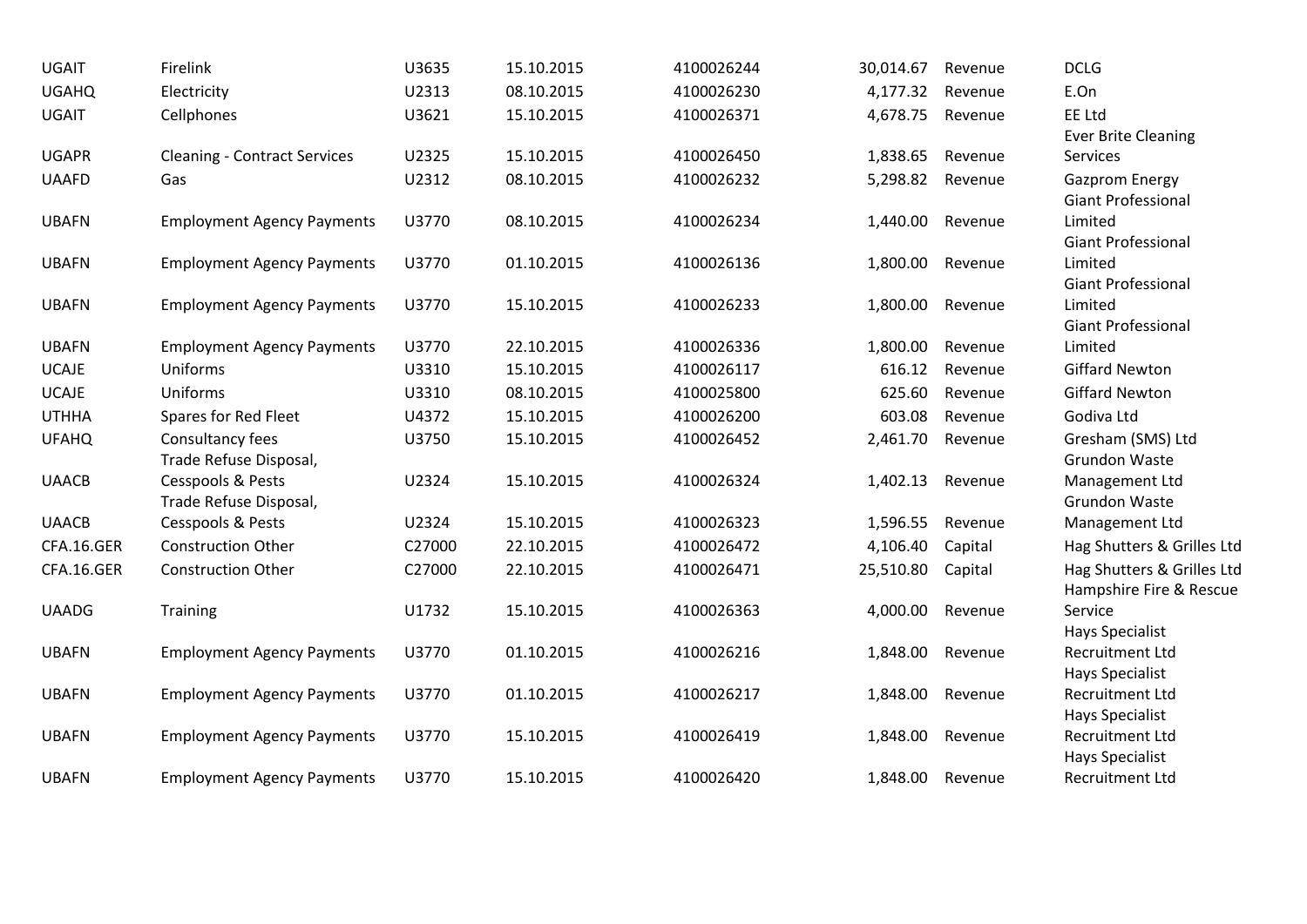| | | | | | | | |
|---|---|---|---|---|---|---|---|
| UGAIT | Firelink | U3635 | 15.10.2015 | 4100026244 | 30,014.67 | Revenue | DCLG |
| UGAHQ | Electricity | U2313 | 08.10.2015 | 4100026230 | 4,177.32 | Revenue | E.On |
| UGAIT | Cellphones | U3621 | 15.10.2015 | 4100026371 | 4,678.75 | Revenue | EE Ltd |
| UGAPR | Cleaning - Contract Services | U2325 | 15.10.2015 | 4100026450 | 1,838.65 | Revenue | Ever Brite Cleaning Services |
| UAAFD | Gas | U2312 | 08.10.2015 | 4100026232 | 5,298.82 | Revenue | Gazprom Energy |
| UBAFN | Employment Agency Payments | U3770 | 08.10.2015 | 4100026234 | 1,440.00 | Revenue | Giant Professional Limited |
| UBAFN | Employment Agency Payments | U3770 | 01.10.2015 | 4100026136 | 1,800.00 | Revenue | Giant Professional Limited |
| UBAFN | Employment Agency Payments | U3770 | 15.10.2015 | 4100026233 | 1,800.00 | Revenue | Giant Professional Limited |
| UBAFN | Employment Agency Payments | U3770 | 22.10.2015 | 4100026336 | 1,800.00 | Revenue | Giant Professional Limited |
| UCAJE | Uniforms | U3310 | 15.10.2015 | 4100026117 | 616.12 | Revenue | Giffard Newton |
| UCAJE | Uniforms | U3310 | 08.10.2015 | 4100025800 | 625.60 | Revenue | Giffard Newton |
| UTHHA | Spares for Red Fleet | U4372 | 15.10.2015 | 4100026200 | 603.08 | Revenue | Godiva Ltd |
| UFAHQ | Consultancy fees | U3750 | 15.10.2015 | 4100026452 | 2,461.70 | Revenue | Gresham (SMS) Ltd |
| UAACB | Trade Refuse Disposal, Cesspools & Pests | U2324 | 15.10.2015 | 4100026324 | 1,402.13 | Revenue | Grundon Waste Management Ltd |
| UAACB | Trade Refuse Disposal, Cesspools & Pests | U2324 | 15.10.2015 | 4100026323 | 1,596.55 | Revenue | Grundon Waste Management Ltd |
| CFA.16.GER | Construction Other | C27000 | 22.10.2015 | 4100026472 | 4,106.40 | Capital | Hag Shutters & Grilles Ltd |
| CFA.16.GER | Construction Other | C27000 | 22.10.2015 | 4100026471 | 25,510.80 | Capital | Hag Shutters & Grilles Ltd |
| UAADG | Training | U1732 | 15.10.2015 | 4100026363 | 4,000.00 | Revenue | Hampshire Fire & Rescue Service |
| UBAFN | Employment Agency Payments | U3770 | 01.10.2015 | 4100026216 | 1,848.00 | Revenue | Hays Specialist Recruitment Ltd |
| UBAFN | Employment Agency Payments | U3770 | 01.10.2015 | 4100026217 | 1,848.00 | Revenue | Hays Specialist Recruitment Ltd |
| UBAFN | Employment Agency Payments | U3770 | 15.10.2015 | 4100026419 | 1,848.00 | Revenue | Hays Specialist Recruitment Ltd |
| UBAFN | Employment Agency Payments | U3770 | 15.10.2015 | 4100026420 | 1,848.00 | Revenue | Hays Specialist Recruitment Ltd |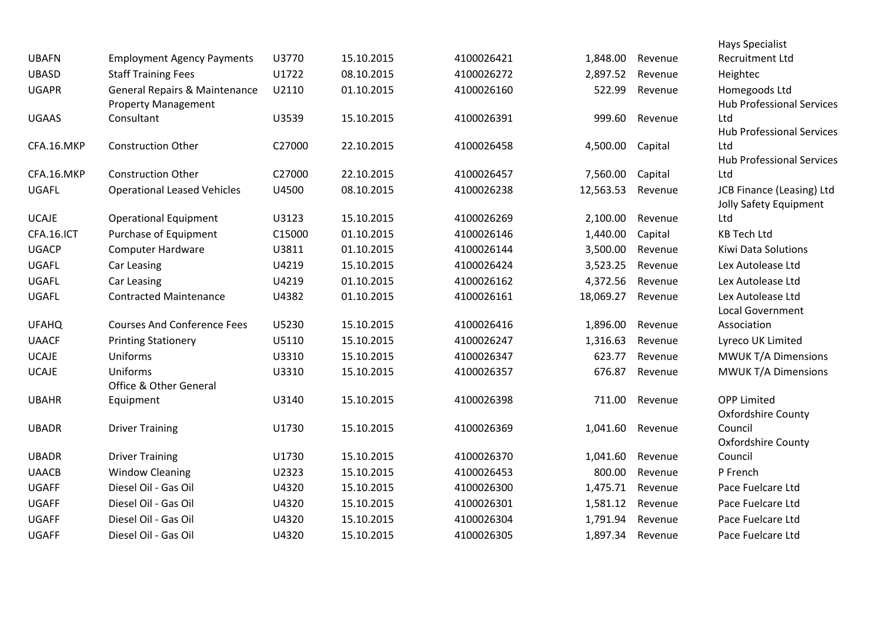| | | | | | | | |
|---|---|---|---|---|---|---|---|
| UBAFN | Employment Agency Payments | U3770 | 15.10.2015 | 4100026421 | 1,848.00 | Revenue | Hays Specialist Recruitment Ltd |
| UBASD | Staff Training Fees | U1722 | 08.10.2015 | 4100026272 | 2,897.52 | Revenue | Heightec |
| UGAPR | General Repairs & Maintenance | U2110 | 01.10.2015 | 4100026160 | 522.99 | Revenue | Homegoods Ltd |
| UGAAS | Property Management Consultant | U3539 | 15.10.2015 | 4100026391 | 999.60 | Revenue | Hub Professional Services Ltd |
| CFA.16.MKP | Construction Other | C27000 | 22.10.2015 | 4100026458 | 4,500.00 | Capital | Hub Professional Services Ltd |
| CFA.16.MKP | Construction Other | C27000 | 22.10.2015 | 4100026457 | 7,560.00 | Capital | Hub Professional Services Ltd |
| UGAFL | Operational Leased Vehicles | U4500 | 08.10.2015 | 4100026238 | 12,563.53 | Revenue | JCB Finance (Leasing) Ltd |
| UCAJE | Operational Equipment | U3123 | 15.10.2015 | 4100026269 | 2,100.00 | Revenue | Jolly Safety Equipment Ltd |
| CFA.16.ICT | Purchase of Equipment | C15000 | 01.10.2015 | 4100026146 | 1,440.00 | Capital | KB Tech Ltd |
| UGACP | Computer Hardware | U3811 | 01.10.2015 | 4100026144 | 3,500.00 | Revenue | Kiwi Data Solutions |
| UGAFL | Car Leasing | U4219 | 15.10.2015 | 4100026424 | 3,523.25 | Revenue | Lex Autolease Ltd |
| UGAFL | Car Leasing | U4219 | 01.10.2015 | 4100026162 | 4,372.56 | Revenue | Lex Autolease Ltd |
| UGAFL | Contracted Maintenance | U4382 | 01.10.2015 | 4100026161 | 18,069.27 | Revenue | Lex Autolease Ltd |
| UFAHQ | Courses And Conference Fees | U5230 | 15.10.2015 | 4100026416 | 1,896.00 | Revenue | Local Government Association |
| UAACF | Printing Stationery | U5110 | 15.10.2015 | 4100026247 | 1,316.63 | Revenue | Lyreco UK Limited |
| UCAJE | Uniforms | U3310 | 15.10.2015 | 4100026347 | 623.77 | Revenue | MWUK T/A Dimensions |
| UCAJE | Uniforms | U3310 | 15.10.2015 | 4100026357 | 676.87 | Revenue | MWUK T/A Dimensions |
| UBAHR | Office & Other General Equipment | U3140 | 15.10.2015 | 4100026398 | 711.00 | Revenue | OPP Limited |
| UBADR | Driver Training | U1730 | 15.10.2015 | 4100026369 | 1,041.60 | Revenue | Oxfordshire County Council |
| UBADR | Driver Training | U1730 | 15.10.2015 | 4100026370 | 1,041.60 | Revenue | Oxfordshire County Council |
| UAACB | Window Cleaning | U2323 | 15.10.2015 | 4100026453 | 800.00 | Revenue | P French |
| UGAFF | Diesel Oil - Gas Oil | U4320 | 15.10.2015 | 4100026300 | 1,475.71 | Revenue | Pace Fuelcare Ltd |
| UGAFF | Diesel Oil - Gas Oil | U4320 | 15.10.2015 | 4100026301 | 1,581.12 | Revenue | Pace Fuelcare Ltd |
| UGAFF | Diesel Oil - Gas Oil | U4320 | 15.10.2015 | 4100026304 | 1,791.94 | Revenue | Pace Fuelcare Ltd |
| UGAFF | Diesel Oil - Gas Oil | U4320 | 15.10.2015 | 4100026305 | 1,897.34 | Revenue | Pace Fuelcare Ltd |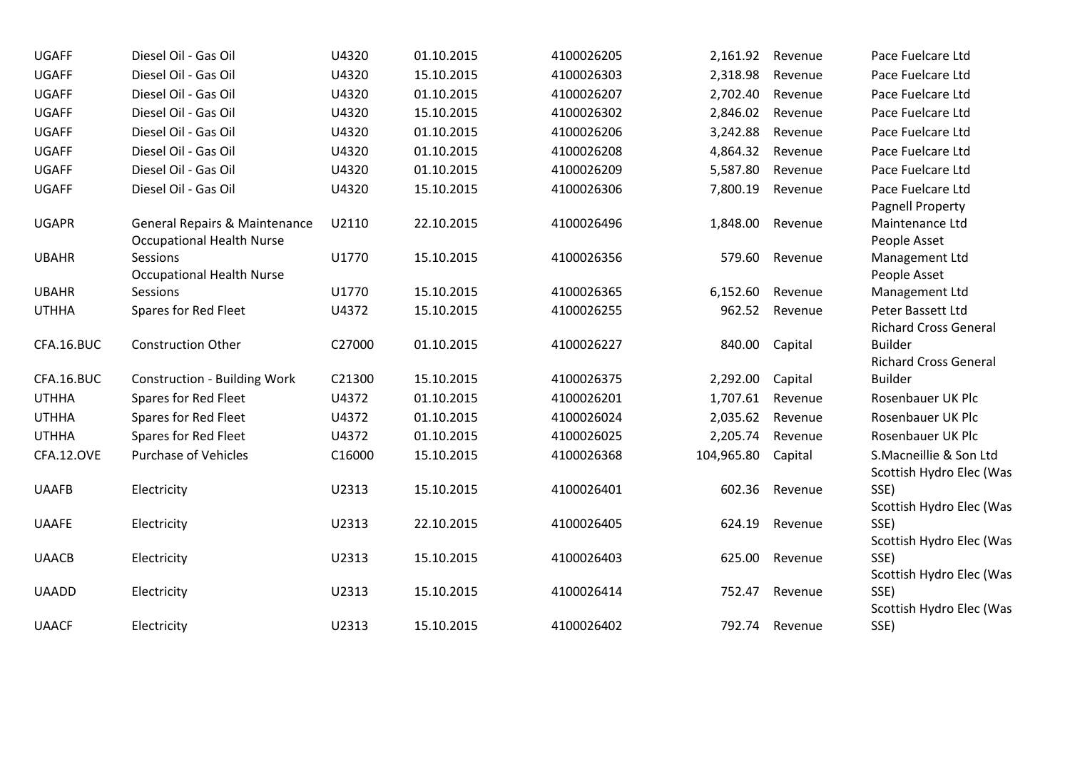| | | | | | | | |
|---|---|---|---|---|---|---|---|
| UGAFF | Diesel Oil - Gas Oil | U4320 | 01.10.2015 | 4100026205 | 2,161.92 | Revenue | Pace Fuelcare Ltd |
| UGAFF | Diesel Oil - Gas Oil | U4320 | 15.10.2015 | 4100026303 | 2,318.98 | Revenue | Pace Fuelcare Ltd |
| UGAFF | Diesel Oil - Gas Oil | U4320 | 01.10.2015 | 4100026207 | 2,702.40 | Revenue | Pace Fuelcare Ltd |
| UGAFF | Diesel Oil - Gas Oil | U4320 | 15.10.2015 | 4100026302 | 2,846.02 | Revenue | Pace Fuelcare Ltd |
| UGAFF | Diesel Oil - Gas Oil | U4320 | 01.10.2015 | 4100026206 | 3,242.88 | Revenue | Pace Fuelcare Ltd |
| UGAFF | Diesel Oil - Gas Oil | U4320 | 01.10.2015 | 4100026208 | 4,864.32 | Revenue | Pace Fuelcare Ltd |
| UGAFF | Diesel Oil - Gas Oil | U4320 | 01.10.2015 | 4100026209 | 5,587.80 | Revenue | Pace Fuelcare Ltd |
| UGAFF | Diesel Oil - Gas Oil | U4320 | 15.10.2015 | 4100026306 | 7,800.19 | Revenue | Pace Fuelcare Ltd |
| UGAPR | General Repairs & Maintenance | U2110 | 22.10.2015 | 4100026496 | 1,848.00 | Revenue | Pagnell Property Maintenance Ltd |
| UBAHR | Occupational Health Nurse Sessions | U1770 | 15.10.2015 | 4100026356 | 579.60 | Revenue | People Asset Management Ltd |
| UBAHR | Occupational Health Nurse Sessions | U1770 | 15.10.2015 | 4100026365 | 6,152.60 | Revenue | People Asset Management Ltd |
| UTHHA | Spares for Red Fleet | U4372 | 15.10.2015 | 4100026255 | 962.52 | Revenue | Peter Bassett Ltd |
| CFA.16.BUC | Construction Other | C27000 | 01.10.2015 | 4100026227 | 840.00 | Capital | Richard Cross General Builder |
| CFA.16.BUC | Construction - Building Work | C21300 | 15.10.2015 | 4100026375 | 2,292.00 | Capital | Richard Cross General Builder |
| UTHHA | Spares for Red Fleet | U4372 | 01.10.2015 | 4100026201 | 1,707.61 | Revenue | Rosenbauer UK Plc |
| UTHHA | Spares for Red Fleet | U4372 | 01.10.2015 | 4100026024 | 2,035.62 | Revenue | Rosenbauer UK Plc |
| UTHHA | Spares for Red Fleet | U4372 | 01.10.2015 | 4100026025 | 2,205.74 | Revenue | Rosenbauer UK Plc |
| CFA.12.OVE | Purchase of Vehicles | C16000 | 15.10.2015 | 4100026368 | 104,965.80 | Capital | S.Macneillie & Son Ltd |
| UAAFB | Electricity | U2313 | 15.10.2015 | 4100026401 | 602.36 | Revenue | Scottish Hydro Elec (Was SSE) |
| UAAFE | Electricity | U2313 | 22.10.2015 | 4100026405 | 624.19 | Revenue | Scottish Hydro Elec (Was SSE) |
| UAACB | Electricity | U2313 | 15.10.2015 | 4100026403 | 625.00 | Revenue | Scottish Hydro Elec (Was SSE) |
| UAADD | Electricity | U2313 | 15.10.2015 | 4100026414 | 752.47 | Revenue | Scottish Hydro Elec (Was SSE) |
| UAACF | Electricity | U2313 | 15.10.2015 | 4100026402 | 792.74 | Revenue | Scottish Hydro Elec (Was SSE) |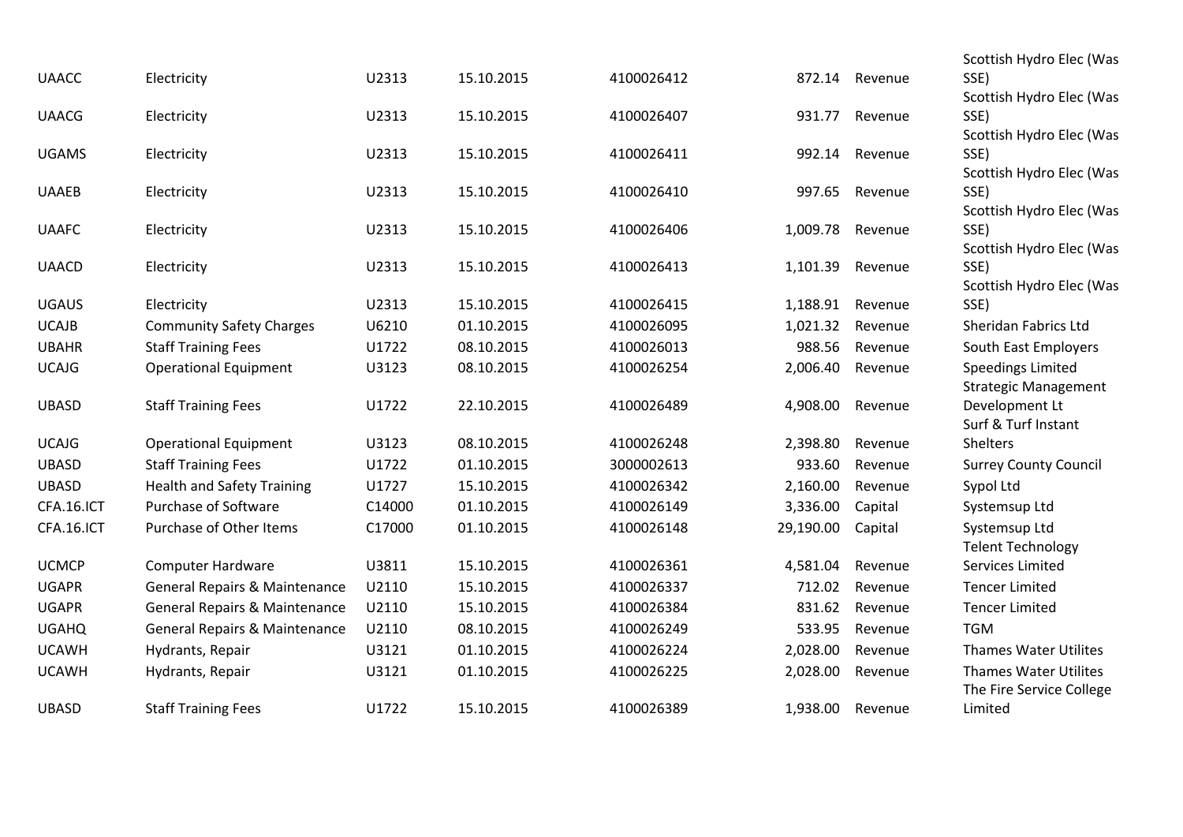| | | | | | | | |
|---|---|---|---|---|---|---|---|
| UAACC | Electricity | U2313 | 15.10.2015 | 4100026412 | 872.14 | Revenue | Scottish Hydro Elec (Was SSE) |
| UAACG | Electricity | U2313 | 15.10.2015 | 4100026407 | 931.77 | Revenue | Scottish Hydro Elec (Was SSE) |
| UGAMS | Electricity | U2313 | 15.10.2015 | 4100026411 | 992.14 | Revenue | Scottish Hydro Elec (Was SSE) |
| UAAEB | Electricity | U2313 | 15.10.2015 | 4100026410 | 997.65 | Revenue | Scottish Hydro Elec (Was SSE) |
| UAAFC | Electricity | U2313 | 15.10.2015 | 4100026406 | 1,009.78 | Revenue | Scottish Hydro Elec (Was SSE) |
| UAACD | Electricity | U2313 | 15.10.2015 | 4100026413 | 1,101.39 | Revenue | Scottish Hydro Elec (Was SSE) |
| UGAUS | Electricity | U2313 | 15.10.2015 | 4100026415 | 1,188.91 | Revenue | Scottish Hydro Elec (Was SSE) |
| UCAJB | Community Safety Charges | U6210 | 01.10.2015 | 4100026095 | 1,021.32 | Revenue | Sheridan Fabrics Ltd |
| UBAHR | Staff Training Fees | U1722 | 08.10.2015 | 4100026013 | 988.56 | Revenue | South East Employers |
| UCAJG | Operational Equipment | U3123 | 08.10.2015 | 4100026254 | 2,006.40 | Revenue | Speedings Limited |
| UBASD | Staff Training Fees | U1722 | 22.10.2015 | 4100026489 | 4,908.00 | Revenue | Strategic Management Development Lt |
| UCAJG | Operational Equipment | U3123 | 08.10.2015 | 4100026248 | 2,398.80 | Revenue | Surf & Turf Instant Shelters |
| UBASD | Staff Training Fees | U1722 | 01.10.2015 | 3000002613 | 933.60 | Revenue | Surrey County Council |
| UBASD | Health and Safety Training | U1727 | 15.10.2015 | 4100026342 | 2,160.00 | Revenue | Sypol Ltd |
| CFA.16.ICT | Purchase of Software | C14000 | 01.10.2015 | 4100026149 | 3,336.00 | Capital | Systemsup Ltd |
| CFA.16.ICT | Purchase of Other Items | C17000 | 01.10.2015 | 4100026148 | 29,190.00 | Capital | Systemsup Ltd |
| UCMCP | Computer Hardware | U3811 | 15.10.2015 | 4100026361 | 4,581.04 | Revenue | Telent Technology Services Limited |
| UGAPR | General Repairs & Maintenance | U2110 | 15.10.2015 | 4100026337 | 712.02 | Revenue | Tencer Limited |
| UGAPR | General Repairs & Maintenance | U2110 | 15.10.2015 | 4100026384 | 831.62 | Revenue | Tencer Limited |
| UGAHQ | General Repairs & Maintenance | U2110 | 08.10.2015 | 4100026249 | 533.95 | Revenue | TGM |
| UCAWH | Hydrants, Repair | U3121 | 01.10.2015 | 4100026224 | 2,028.00 | Revenue | Thames Water Utilites |
| UCAWH | Hydrants, Repair | U3121 | 01.10.2015 | 4100026225 | 2,028.00 | Revenue | Thames Water Utilites |
| UBASD | Staff Training Fees | U1722 | 15.10.2015 | 4100026389 | 1,938.00 | Revenue | The Fire Service College Limited |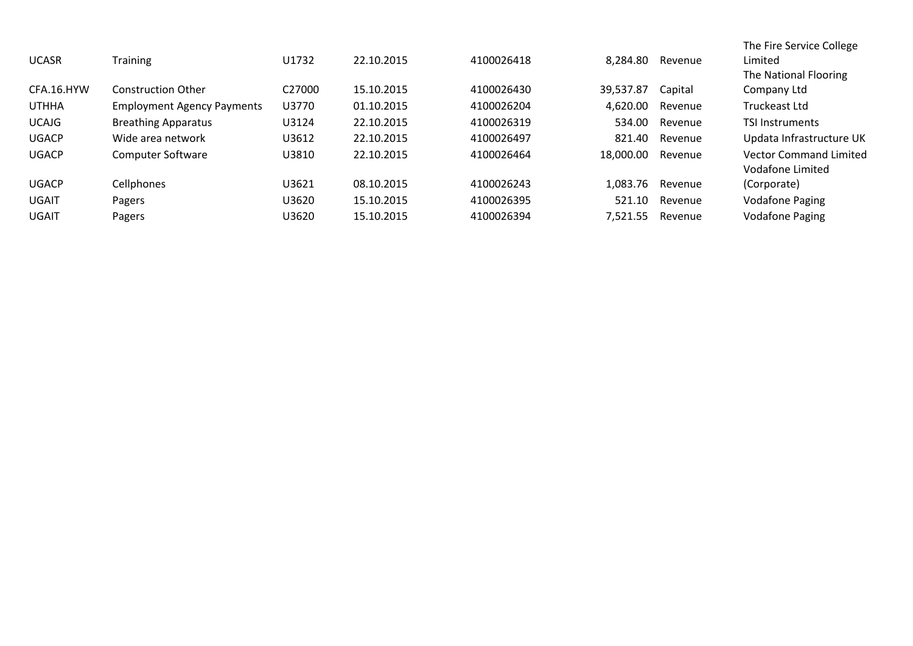| | | | | | | | |
|---|---|---|---|---|---|---|---|
| UCASR | Training | U1732 | 22.10.2015 | 4100026418 | 8,284.80 | Revenue | The Fire Service College Limited |
| CFA.16.HYW | Construction Other | C27000 | 15.10.2015 | 4100026430 | 39,537.87 | Capital | The National Flooring Company Ltd |
| UTHHA | Employment Agency Payments | U3770 | 01.10.2015 | 4100026204 | 4,620.00 | Revenue | Truckeast Ltd |
| UCAJG | Breathing Apparatus | U3124 | 22.10.2015 | 4100026319 | 534.00 | Revenue | TSI Instruments |
| UGACP | Wide area network | U3612 | 22.10.2015 | 4100026497 | 821.40 | Revenue | Updata Infrastructure UK |
| UGACP | Computer Software | U3810 | 22.10.2015 | 4100026464 | 18,000.00 | Revenue | Vector Command Limited |
| UGACP | Cellphones | U3621 | 08.10.2015 | 4100026243 | 1,083.76 | Revenue | Vodafone Limited (Corporate) |
| UGAIT | Pagers | U3620 | 15.10.2015 | 4100026395 | 521.10 | Revenue | Vodafone Paging |
| UGAIT | Pagers | U3620 | 15.10.2015 | 4100026394 | 7,521.55 | Revenue | Vodafone Paging |